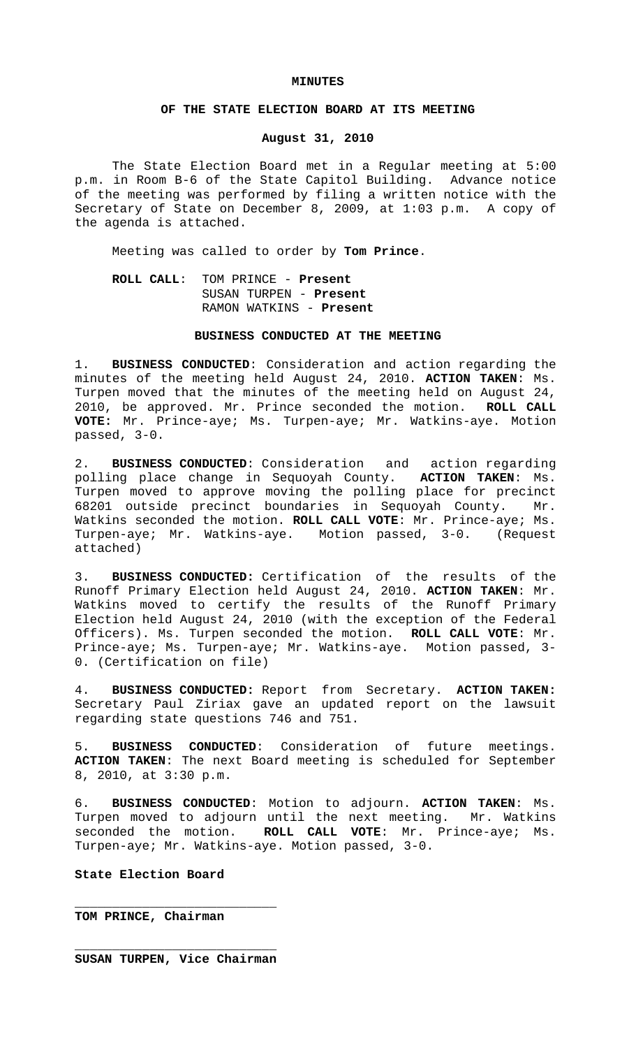# MINUTES

## OF THE STATE ELECTION BOARD AT ITS MEETING

### August 31, 2010

The State Election Board met in a Regular meeting at 5:00 p.m. in Room B-6 of the State Capitol Building. Advance notice of the meeting was performed by filing a written notice with the Secretary of State on December 8, 2009, at 1:03 p.m. A copy of the agenda is attached.

Meeting was called to order by **Tom Prince**.

**ROLL CALL**: TOM PRINCE - **Present**
SUSAN TURPEN - **Present**
RAMON WATKINS - **Present**

### BUSINESS CONDUCTED AT THE MEETING

1. **BUSINESS CONDUCTED**: Consideration and action regarding the minutes of the meeting held August 24, 2010. **ACTION TAKEN**: Ms. Turpen moved that the minutes of the meeting held on August 24, 2010, be approved. Mr. Prince seconded the motion. **ROLL CALL VOTE:** Mr. Prince-aye; Ms. Turpen-aye; Mr. Watkins-aye. Motion passed, 3-0.

2. **BUSINESS CONDUCTED**: Consideration and action regarding polling place change in Sequoyah County. **ACTION TAKEN**: Ms. Turpen moved to approve moving the polling place for precinct 68201 outside precinct boundaries in Sequoyah County. Mr. Watkins seconded the motion. **ROLL CALL VOTE**: Mr. Prince-aye; Ms. Turpen-aye; Mr. Watkins-aye. Motion passed, 3-0. (Request attached)

3. **BUSINESS CONDUCTED:** Certification of the results of the Runoff Primary Election held August 24, 2010. **ACTION TAKEN**: Mr. Watkins moved to certify the results of the Runoff Primary Election held August 24, 2010 (with the exception of the Federal Officers). Ms. Turpen seconded the motion. **ROLL CALL VOTE**: Mr. Prince-aye; Ms. Turpen-aye; Mr. Watkins-aye. Motion passed, 3-0. (Certification on file)

4. **BUSINESS CONDUCTED:** Report from Secretary. **ACTION TAKEN:** Secretary Paul Ziriax gave an updated report on the lawsuit regarding state questions 746 and 751.

5. **BUSINESS CONDUCTED**: Consideration of future meetings. **ACTION TAKEN**: The next Board meeting is scheduled for September 8, 2010, at 3:30 p.m.

6. **BUSINESS CONDUCTED**: Motion to adjourn. **ACTION TAKEN**: Ms. Turpen moved to adjourn until the next meeting. Mr. Watkins seconded the motion. **ROLL CALL VOTE**: Mr. Prince-aye; Ms. Turpen-aye; Mr. Watkins-aye. Motion passed, 3-0.

**State Election Board**

\_\_\_\_\_\_\_\_\_\_\_\_\_\_\_\_\_\_\_\_\_\_\_\_\_\_\_\_

**TOM PRINCE, Chairman**

\_\_\_\_\_\_\_\_\_\_\_\_\_\_\_\_\_\_\_\_\_\_\_\_\_\_\_\_

**SUSAN TURPEN, Vice Chairman**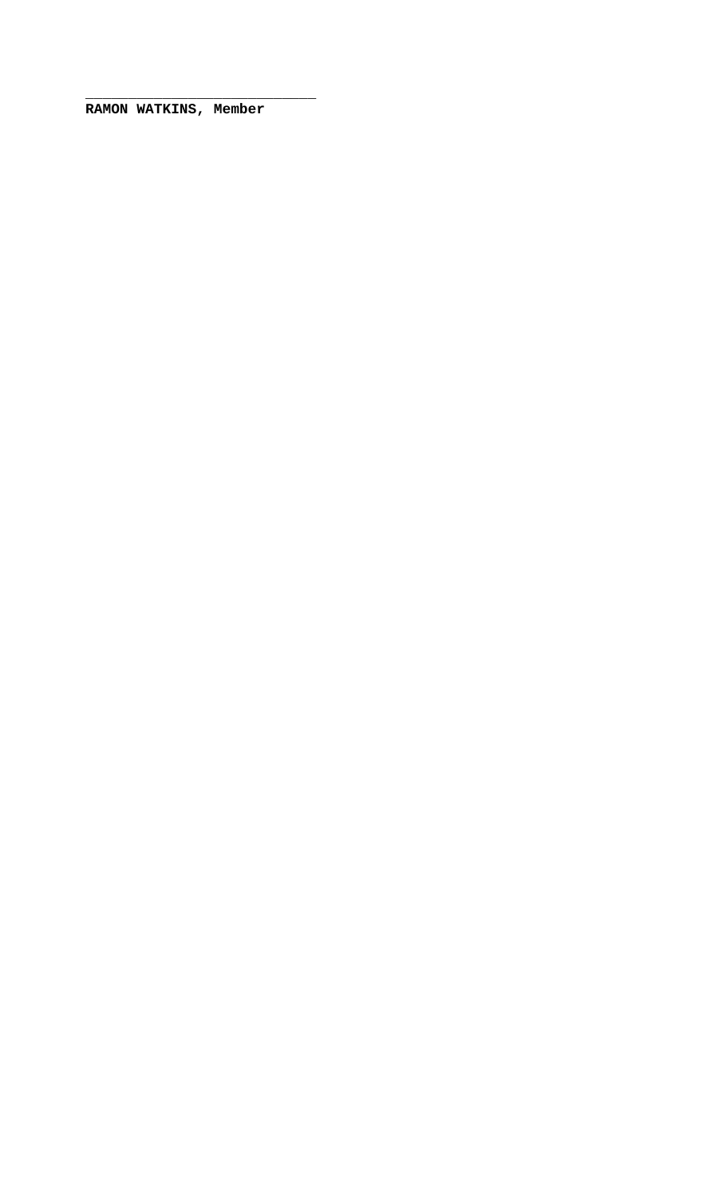______________________________
**RAMON WATKINS, Member**